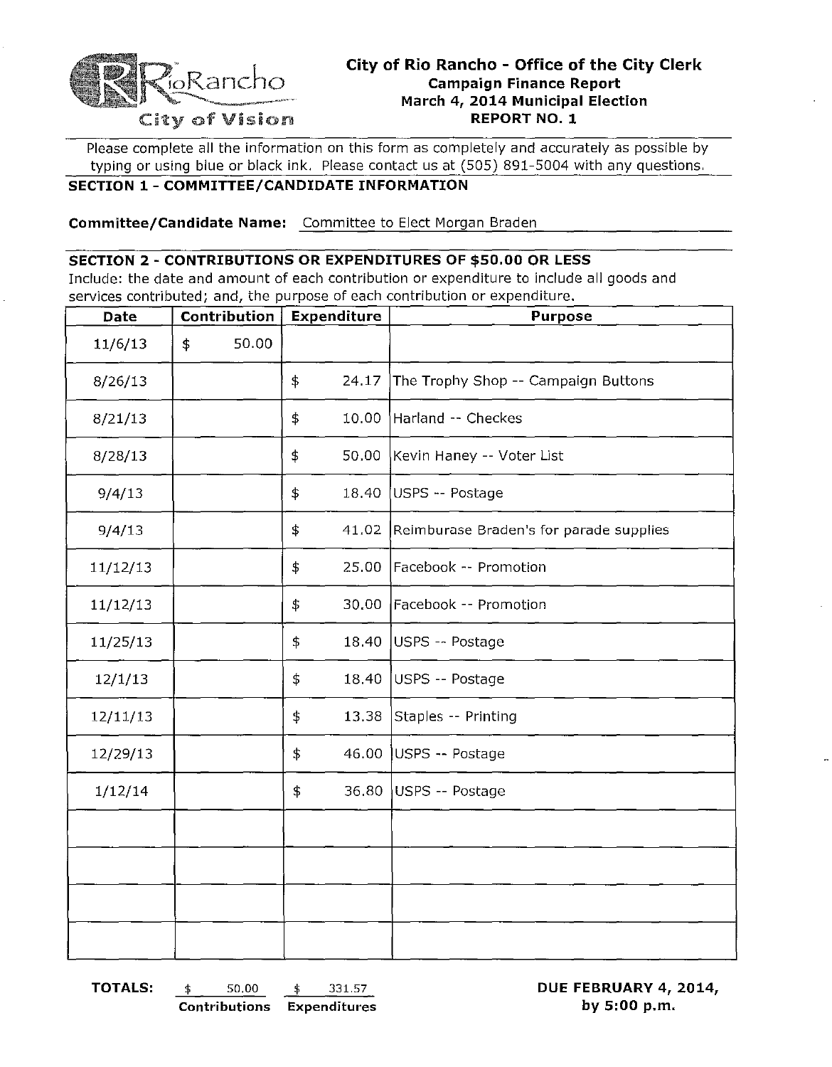# City of Rio Rancho - Office of the City Clerk

**Campaign Finance Report**
**March 4, 2014 Municipal Election**
**REPORT NO. 1**

Please complete all the information on this form as completely and accurately as possible by typing or using blue or black ink. Please contact us at (505) 891-5004 with any questions.

## SECTION 1 - COMMITTEE/CANDIDATE INFORMATION

**Committee/Candidate Name:** Committee to Elect Morgan Braden

## SECTION 2 - CONTRIBUTIONS OR EXPENDITURES OF $50.00 OR LESS

Include: the date and amount of each contribution or expenditure to include all goods and services contributed; and, the purpose of each contribution or expenditure.

| Date | Contribution | Expenditure | Purpose |
|---|---|---|---|
| 11/6/13 | $ 50.00 | | |
| 8/26/13 | | $ 24.17 | The Trophy Shop -- Campaign Buttons |
| 8/21/13 | | $ 10.00 | Harland -- Checkes |
| 8/28/13 | | $ 50.00 | Kevin Haney -- Voter List |
| 9/4/13 | | $ 18.40 | USPS -- Postage |
| 9/4/13 | | $ 41.02 | Reimburase Braden's for parade supplies |
| 11/12/13 | | $ 25.00 | Facebook -- Promotion |
| 11/12/13 | | $ 30.00 | Facebook -- Promotion |
| 11/25/13 | | $ 18.40 | USPS -- Postage |
| 12/1/13 | | $ 18.40 | USPS -- Postage |
| 12/11/13 | | $ 13.38 | Staples -- Printing |
| 12/29/13 | | $ 46.00 | USPS -- Postage |
| 1/12/14 | | $ 36.80 | USPS -- Postage |
| | | | |
| | | | |
| | | | |
| | | | |

**TOTALS:** $ 50.00 (Contributions) $ 331.57 (Expenditures)

**DUE FEBRUARY 4, 2014, by 5:00 p.m.**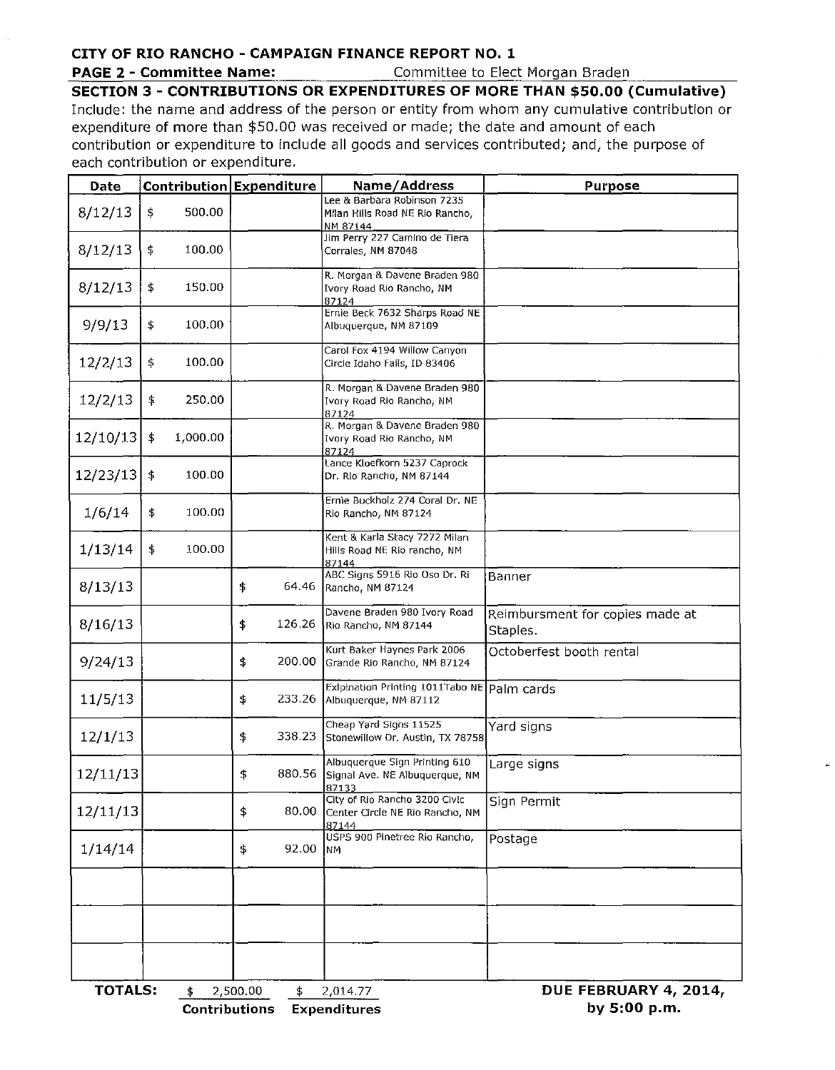**CITY OF RIO RANCHO - CAMPAIGN FINANCE REPORT NO. 1**

**PAGE 2 - Committee Name:** Committee to Elect Morgan Braden

**SECTION 3 - CONTRIBUTIONS OR EXPENDITURES OF MORE THAN $50.00 (Cumulative)**

Include: the name and address of the person or entity from whom any cumulative contribution or expenditure of more than $50.00 was received or made; the date and amount of each contribution or expenditure to include all goods and services contributed; and, the purpose of each contribution or expenditure.

| Date | Contribution | Expenditure | Name/Address | Purpose |
|---|---|---|---|---|
| 8/12/13 | $ 500.00 | | Lee & Barbara Robinson 7235 Milan Hills Road NE Rio Rancho, NM 87144 | |
| 8/12/13 | $ 100.00 | | Jim Perry 227 Camino de Tiera Corrales, NM 87048 | |
| 8/12/13 | $ 150.00 | | R. Morgan & Davene Braden 980 Ivory Road Rio Rancho, NM 87124 | |
| 9/9/13 | $ 100.00 | | Ernie Beck 7632 Sharps Road NE Albuquerque, NM 87109 | |
| 12/2/13 | $ 100.00 | | Carol Fox 4194 Willow Canyon Circle Idaho Falls, ID 83406 | |
| 12/2/13 | $ 250.00 | | R. Morgan & Davene Braden 980 Ivory Road Rio Rancho, NM 87124 | |
| 12/10/13 | $ 1,000.00 | | R. Morgan & Davene Braden 980 Ivory Road Rio Rancho, NM 87124 | |
| 12/23/13 | $ 100.00 | | Lance Kloefkorn 5237 Caprock Dr. Rio Rancho, NM 87144 | |
| 1/6/14 | $ 100.00 | | Ernie Buckholz 274 Coral Dr. NE Rio Rancho, NM 87124 | |
| 1/13/14 | $ 100.00 | | Kent & Karla Stacy 7272 Milan Hills Road NE Rio rancho, NM 87144 | |
| 8/13/13 | | $ 64.46 | ABC Signs 5916 Rio Oso Dr. Ri Rancho, NM 87124 | Banner |
| 8/16/13 | | $ 126.26 | Davene Braden 980 Ivory Road Rio Rancho, NM 87144 | Reimbursment for copies made at Staples. |
| 9/24/13 | | $ 200.00 | Kurt Baker Haynes Park 2006 Grande Rio Rancho, NM 87124 | Octoberfest booth rental |
| 11/5/13 | | $ 233.26 | Exlpination Printing 1011Tabo NE Albuquerque, NM 87112 | Palm cards |
| 12/1/13 | | $ 338.23 | Cheap Yard Signs 11525 Stonewillow Dr. Austin, TX 78758 | Yard signs |
| 12/11/13 | | $ 880.56 | Albuquerque Sign Printing 610 Signal Ave. NE Albuquerque, NM 87133 | Large signs |
| 12/11/13 | | $ 80.00 | City of Rio Rancho 3200 Civic Center Circle NE Rio Rancho, NM 87144 | Sign Permit |
| 1/14/14 | | $ 92.00 | USPS 900 Pinetree Rio Rancho, NM | Postage |
| | | | | |
| | | | | |
| | | | | |
| **TOTALS:** | $ 2,500.00 | $ 2,014.77 | | |
| | **Contributions** | **Expenditures** | | |

**DUE FEBRUARY 4, 2014, by 5:00 p.m.**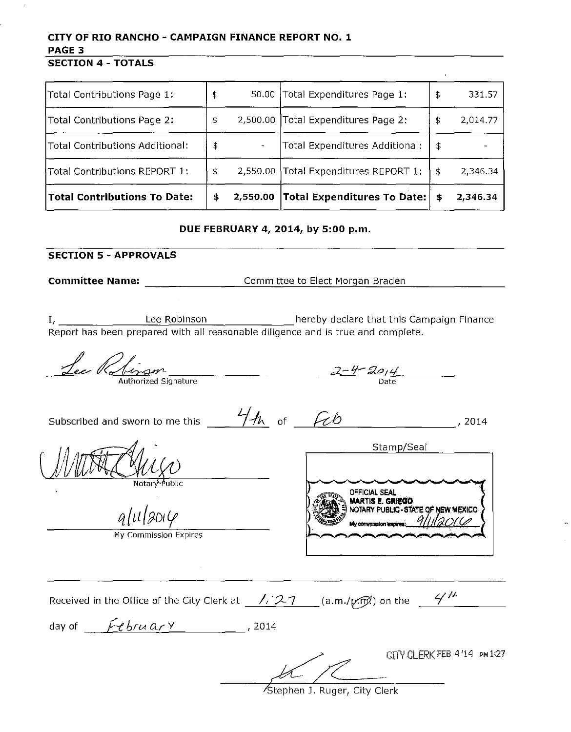**CITY OF RIO RANCHO - CAMPAIGN FINANCE REPORT NO. 1**

**PAGE 3**

**SECTION 4 - TOTALS**

| | | | |
|---|---|---|---|
| Total Contributions Page 1: | $ 50.00 | Total Expenditures Page 1: | $ 331.57 |
| Total Contributions Page 2: | $ 2,500.00 | Total Expenditures Page 2: | $ 2,014.77 |
| Total Contributions Additional: | $ - | Total Expenditures Additional: | $ - |
| Total Contributions REPORT 1: | $ 2,550.00 | Total Expenditures REPORT 1: | $ 2,346.34 |
| **Total Contributions To Date:** | **$ 2,550.00** | **Total Expenditures To Date:** | **$ 2,346.34** |

**DUE FEBRUARY 4, 2014, by 5:00 p.m.**

**SECTION 5 - APPROVALS**

**Committee Name:** Committee to Elect Morgan Braden

I, Lee Robinson hereby declare that this Campaign Finance Report has been prepared with all reasonable diligence and is true and complete.

Lee Robinson
Authorized Signature

2-4-2014
Date

Subscribed and sworn to me this 4th of Feb, 2014

Notary Public

9/11/2014
My Commission Expires

Stamp/Seal

OFFICIAL SEAL
MARTIS E. GRIEGO
NOTARY PUBLIC - STATE OF NEW MEXICO
My commission expires: 9/11/2014

Received in the Office of the City Clerk at 1:27 (a.m./p.m.) on the 4th day of February, 2014

CITY CLERK FEB 4 '14 PM 1:27

Stephen J. Ruger, City Clerk